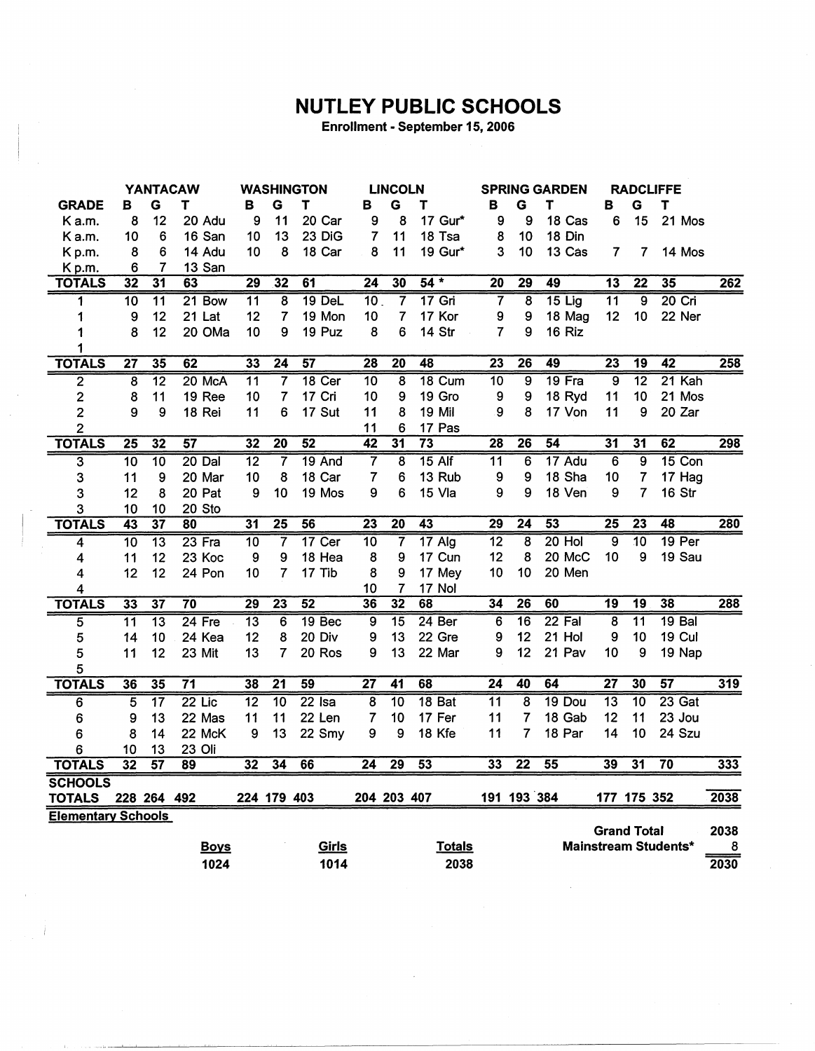# NUTLEY PUBLIC SCHOOLS

**Enrollment - September 15, 2006**

| | YANTACAW | | | WASHINGTON | | | LINCOLN | | | SPRING GARDEN | | | RADCLIFFE | | | |
|---|---|---|---|---|---|---|---|---|---|---|---|---|---|---|---|---|
| **GRADE** | **B** | **G** | **T** | **B** | **G** | **T** | **B** | **G** | **T** | **B** | **G** | **T** | **B** | **G** | **T** | |
| K a.m. | 8 | 12 | 20 Adu | 9 | 11 | 20 Car | 9 | 8 | 17 Gur* | 9 | 9 | 18 Cas | 6 | 15 | 21 Mos | |
| K a.m. | 10 | 6 | 16 San | 10 | 13 | 23 DiG | 7 | 11 | 18 Tsa | 8 | 10 | 18 Din | | | | |
| K p.m. | 8 | 6 | 14 Adu | 10 | 8 | 18 Car | 8 | 11 | 19 Gur* | 3 | 10 | 13 Cas | 7 | 7 | 14 Mos | |
| K p.m. | 6 | 7 | 13 San | | | | | | | | | | | | | |
| **TOTALS** | 32 | 31 | 63 | 29 | 32 | 61 | 24 | 30 | 54 * | 20 | 29 | 49 | 13 | 22 | 35 | 262 |
| 1 | 10 | 11 | 21 Bow | 11 | 8 | 19 DeL | 10 | 7 | 17 Gri | 7 | 8 | 15 Lig | 11 | 9 | 20 Cri | |
| 1 | 9 | 12 | 21 Lat | 12 | 7 | 19 Mon | 10 | 7 | 17 Kor | 9 | 9 | 18 Mag | 12 | 10 | 22 Ner | |
| 1 | 8 | 12 | 20 OMa | 10 | 9 | 19 Puz | 8 | 6 | 14 Str | 7 | 9 | 16 Riz | | | | |
| 1 | | | | | | | | | | | | | | | | |
| **TOTALS** | 27 | 35 | 62 | 33 | 24 | 57 | 28 | 20 | 48 | 23 | 26 | 49 | 23 | 19 | 42 | 258 |
| 2 | 8 | 12 | 20 McA | 11 | 7 | 18 Cer | 10 | 8 | 18 Cum | 10 | 9 | 19 Fra | 9 | 12 | 21 Kah | |
| 2 | 8 | 11 | 19 Ree | 10 | 7 | 17 Cri | 10 | 9 | 19 Gro | 9 | 9 | 18 Ryd | 11 | 10 | 21 Mos | |
| 2 | 9 | 9 | 18 Rei | 11 | 6 | 17 Sut | 11 | 8 | 19 Mil | 9 | 8 | 17 Von | 11 | 9 | 20 Zar | |
| 2 | | | | | | | 11 | 6 | 17 Pas | | | | | | | |
| **TOTALS** | 25 | 32 | 57 | 32 | 20 | 52 | 42 | 31 | 73 | 28 | 26 | 54 | 31 | 31 | 62 | 298 |
| 3 | 10 | 10 | 20 Dal | 12 | 7 | 19 And | 7 | 8 | 15 Alf | 11 | 6 | 17 Adu | 6 | 9 | 15 Con | |
| 3 | 11 | 9 | 20 Mar | 10 | 8 | 18 Car | 7 | 6 | 13 Rub | 9 | 9 | 18 Sha | 10 | 7 | 17 Hag | |
| 3 | 12 | 8 | 20 Pat | 9 | 10 | 19 Mos | 9 | 6 | 15 Vla | 9 | 9 | 18 Ven | 9 | 7 | 16 Str | |
| 3 | 10 | 10 | 20 Sto | | | | | | | | | | | | | |
| **TOTALS** | 43 | 37 | 80 | 31 | 25 | 56 | 23 | 20 | 43 | 29 | 24 | 53 | 25 | 23 | 48 | 280 |
| 4 | 10 | 13 | 23 Fra | 10 | 7 | 17 Cer | 10 | 7 | 17 Alg | 12 | 8 | 20 Hol | 9 | 10 | 19 Per | |
| 4 | 11 | 12 | 23 Koc | 9 | 9 | 18 Hea | 8 | 9 | 17 Cun | 12 | 8 | 20 McC | 10 | 9 | 19 Sau | |
| 4 | 12 | 12 | 24 Pon | 10 | 7 | 17 Tib | 8 | 9 | 17 Mey | 10 | 10 | 20 Men | | | | |
| 4 | | | | | | | 10 | 7 | 17 Nol | | | | | | | |
| **TOTALS** | 33 | 37 | 70 | 29 | 23 | 52 | 36 | 32 | 68 | 34 | 26 | 60 | 19 | 19 | 38 | 288 |
| 5 | 11 | 13 | 24 Fre | 13 | 6 | 19 Bec | 9 | 15 | 24 Ber | 6 | 16 | 22 Fal | 8 | 11 | 19 Bal | |
| 5 | 14 | 10 | 24 Kea | 12 | 8 | 20 Div | 9 | 13 | 22 Gre | 9 | 12 | 21 Hol | 9 | 10 | 19 Cul | |
| 5 | 11 | 12 | 23 Mit | 13 | 7 | 20 Ros | 9 | 13 | 22 Mar | 9 | 12 | 21 Pav | 10 | 9 | 19 Nap | |
| 5 | | | | | | | | | | | | | | | | |
| **TOTALS** | 36 | 35 | 71 | 38 | 21 | 59 | 27 | 41 | 68 | 24 | 40 | 64 | 27 | 30 | 57 | 319 |
| 6 | 5 | 17 | 22 Lic | 12 | 10 | 22 Isa | 8 | 10 | 18 Bat | 11 | 8 | 19 Dou | 13 | 10 | 23 Gat | |
| 6 | 9 | 13 | 22 Mas | 11 | 11 | 22 Len | 7 | 10 | 17 Fer | 11 | 7 | 18 Gab | 12 | 11 | 23 Jou | |
| 6 | 8 | 14 | 22 McK | 9 | 13 | 22 Smy | 9 | 9 | 18 Kfe | 11 | 7 | 18 Par | 14 | 10 | 24 Szu | |
| 6 | 10 | 13 | 23 Oli | | | | | | | | | | | | | |
| **TOTALS** | 32 | 57 | 89 | 32 | 34 | 66 | 24 | 29 | 53 | 33 | 22 | 55 | 39 | 31 | 70 | 333 |
| **SCHOOLS TOTALS** | 228 | 264 | 492 | 224 | 179 | 403 | 204 | 203 | 407 | 191 | 193 | 384 | 177 | 175 | 352 | 2038 |

**Elementary Schools**

| Boys | Girls | Totals |
|---|---|---|
| 1024 | 1014 | 2038 |

| | |
|---|---|
| **Grand Total** | 2038 |
| **Mainstream Students*** | 8 |
| | 2030 |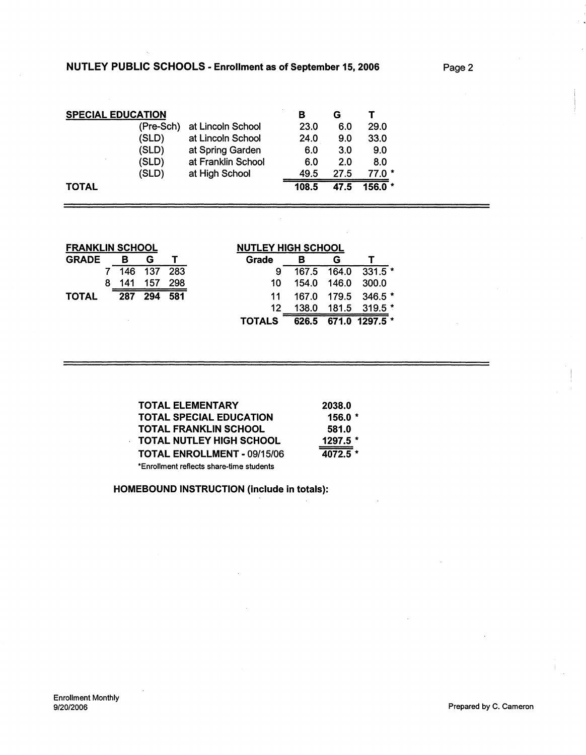## NUTLEY PUBLIC SCHOOLS - Enrollment as of September 15, 2006

**SPECIAL EDUCATION**

| | | | B | G | T |
|---|---|---|---|---|---|
| | (Pre-Sch) | at Lincoln School | 23.0 | 6.0 | 29.0 |
| | (SLD) | at Lincoln School | 24.0 | 9.0 | 33.0 |
| | (SLD) | at Spring Garden | 6.0 | 3.0 | 9.0 |
| | (SLD) | at Franklin School | 6.0 | 2.0 | 8.0 |
| | (SLD) | at High School | 49.5 | 27.5 | 77.0 * |
| **TOTAL** | | | **108.5** | **47.5** | **156.0 *** |

**FRANKLIN SCHOOL**

| GRADE | B | G | T |
|---|---|---|---|
| 7 | 146 | 137 | 283 |
| 8 | 141 | 157 | 298 |
| **TOTAL** | **287** | **294** | **581** |

**NUTLEY HIGH SCHOOL**

| Grade | B | G | T |
|---|---|---|---|
| 9 | 167.5 | 164.0 | 331.5 * |
| 10 | 154.0 | 146.0 | 300.0 |
| 11 | 167.0 | 179.5 | 346.5 * |
| 12 | 138.0 | 181.5 | 319.5 * |
| **TOTALS** | **626.5** | **671.0** | **1297.5 *** |

| | |
|---|---|
| **TOTAL ELEMENTARY** | **2038.0** |
| **TOTAL SPECIAL EDUCATION** | **156.0 *** |
| **TOTAL FRANKLIN SCHOOL** | **581.0** |
| **TOTAL NUTLEY HIGH SCHOOL** | **1297.5 *** |
| **TOTAL ENROLLMENT - 09/15/06** | **4072.5 *** |

*Enrollment reflects share-time students

**HOMEBOUND INSTRUCTION (include in totals):**

Enrollment Monthly
9/20/2006

Prepared by C. Cameron